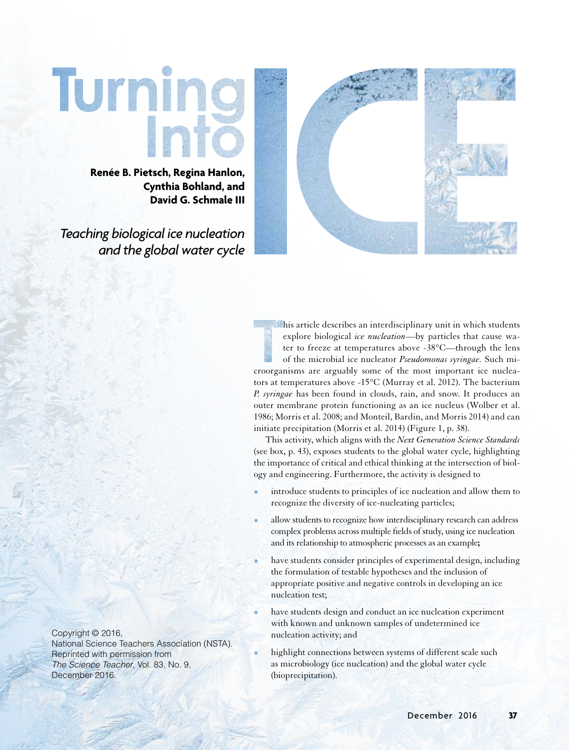# Turning Into ICE

**Renée B. Pietsch, Regina Hanlon, Cynthia Bohland, and David G. Schmale III**

*Teaching biological ice nucleation and the global water cycle*

This article describes an interdisciplinary unit in which students explore biological *ice nucleation*—by particles that cause water to freeze at temperatures above -38°C—through the lens of the microbial ice nucleator *Pseudomonas syringae.* Such microorganisms are arguably some of the most important ice nucleators at temperatures above -15°C (Murray et al. 2012). The bacterium *P. syringae* has been found in clouds, rain, and snow. It produces an outer membrane protein functioning as an ice nucleus (Wolber et al. 1986; Morris et al. 2008; and Monteil, Bardin, and Morris 2014) and can initiate precipitation (Morris et al. 2014) (Figure 1, p. 38).

This activity, which aligns with the *Next Generation Science Standards* (see box, p. 43), exposes students to the global water cycle, highlighting the importance of critical and ethical thinking at the intersection of biology and engineering. Furthermore, the activity is designed to

- introduce students to principles of ice nucleation and allow them to recognize the diversity of ice-nucleating particles;
- allow students to recognize how interdisciplinary research can address complex problems across multiple fields of study, using ice nucleation and its relationship to atmospheric processes as an example;
- have students consider principles of experimental design, including the formulation of testable hypotheses and the inclusion of appropriate positive and negative controls in developing an ice nucleation test;
- have students design and conduct an ice nucleation experiment with known and unknown samples of undetermined ice nucleation activity; and
- highlight connections between systems of different scale such as microbiology (ice nucleation) and the global water cycle (bioprecipitation).

Copyright © 2016, National Science Teachers Association (NSTA). Reprinted with permission from *The Science Teacher*, Vol. 83, No. 9, December 2016.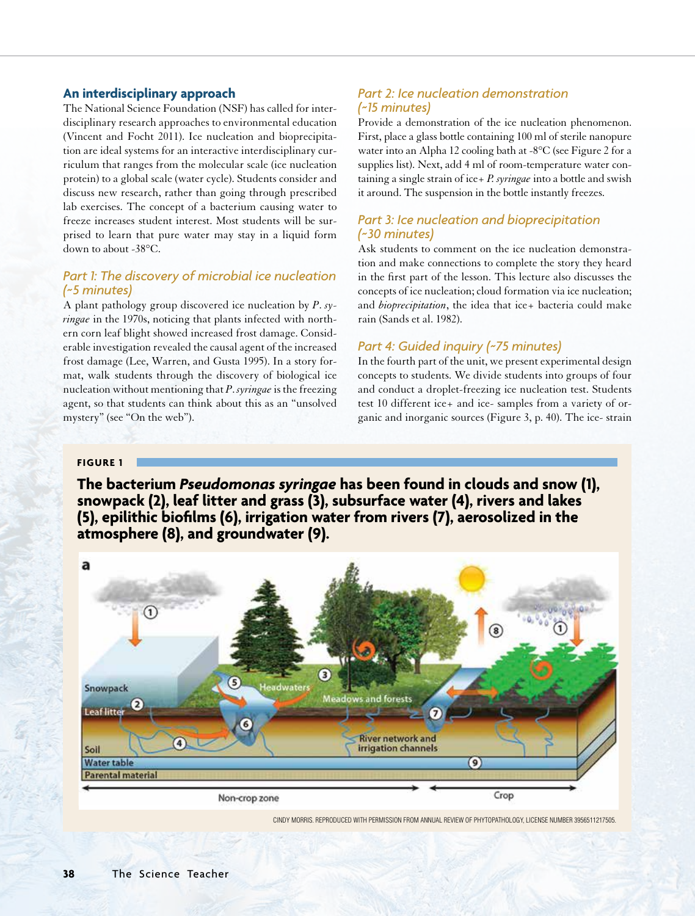## An interdisciplinary approach

The National Science Foundation (NSF) has called for interdisciplinary research approaches to environmental education (Vincent and Focht 2011). Ice nucleation and bioprecipitation are ideal systems for an interactive interdisciplinary curriculum that ranges from the molecular scale (ice nucleation protein) to a global scale (water cycle). Students consider and discuss new research, rather than going through prescribed lab exercises. The concept of a bacterium causing water to freeze increases student interest. Most students will be surprised to learn that pure water may stay in a liquid form down to about -38°C.

### *Part 1: The discovery of microbial ice nucleation (~5 minutes)*

A plant pathology group discovered ice nucleation by *P. syringae* in the 1970s, noticing that plants infected with northern corn leaf blight showed increased frost damage. Considerable investigation revealed the causal agent of the increased frost damage (Lee, Warren, and Gusta 1995). In a story format, walk students through the discovery of biological ice nucleation without mentioning that *P. syringae* is the freezing agent, so that students can think about this as an "unsolved mystery" (see "On the web").

### *Part 2: Ice nucleation demonstration (~15 minutes)*

Provide a demonstration of the ice nucleation phenomenon. First, place a glass bottle containing 100 ml of sterile nanopure water into an Alpha 12 cooling bath at -8°C (see Figure 2 for a supplies list). Next, add 4 ml of room-temperature water containing a single strain of ice+ *P. syringae* into a bottle and swish it around. The suspension in the bottle instantly freezes.

### *Part 3: Ice nucleation and bioprecipitation (~30 minutes)*

Ask students to comment on the ice nucleation demonstration and make connections to complete the story they heard in the first part of the lesson. This lecture also discusses the concepts of ice nucleation; cloud formation via ice nucleation; and *bioprecipitation*, the idea that ice+ bacteria could make rain (Sands et al. 1982).

### *Part 4: Guided inquiry (~75 minutes)*

In the fourth part of the unit, we present experimental design concepts to students. We divide students into groups of four and conduct a droplet-freezing ice nucleation test. Students test 10 different ice+ and ice- samples from a variety of organic and inorganic sources (Figure 3, p. 40). The ice- strain

**FIGURE 1**

**The bacterium *Pseudomonas syringae* has been found in clouds and snow (1), snowpack (2), leaf litter and grass (3), subsurface water (4), rivers and lakes (5), epilithic biofilms (6), irrigation water from rivers (7), aerosolized in the atmosphere (8), and groundwater (9).**

CINDY MORRIS. REPRODUCED WITH PERMISSION FROM ANNUAL REVIEW OF PHYTOPATHOLOGY, LICENSE NUMBER 3956511217505.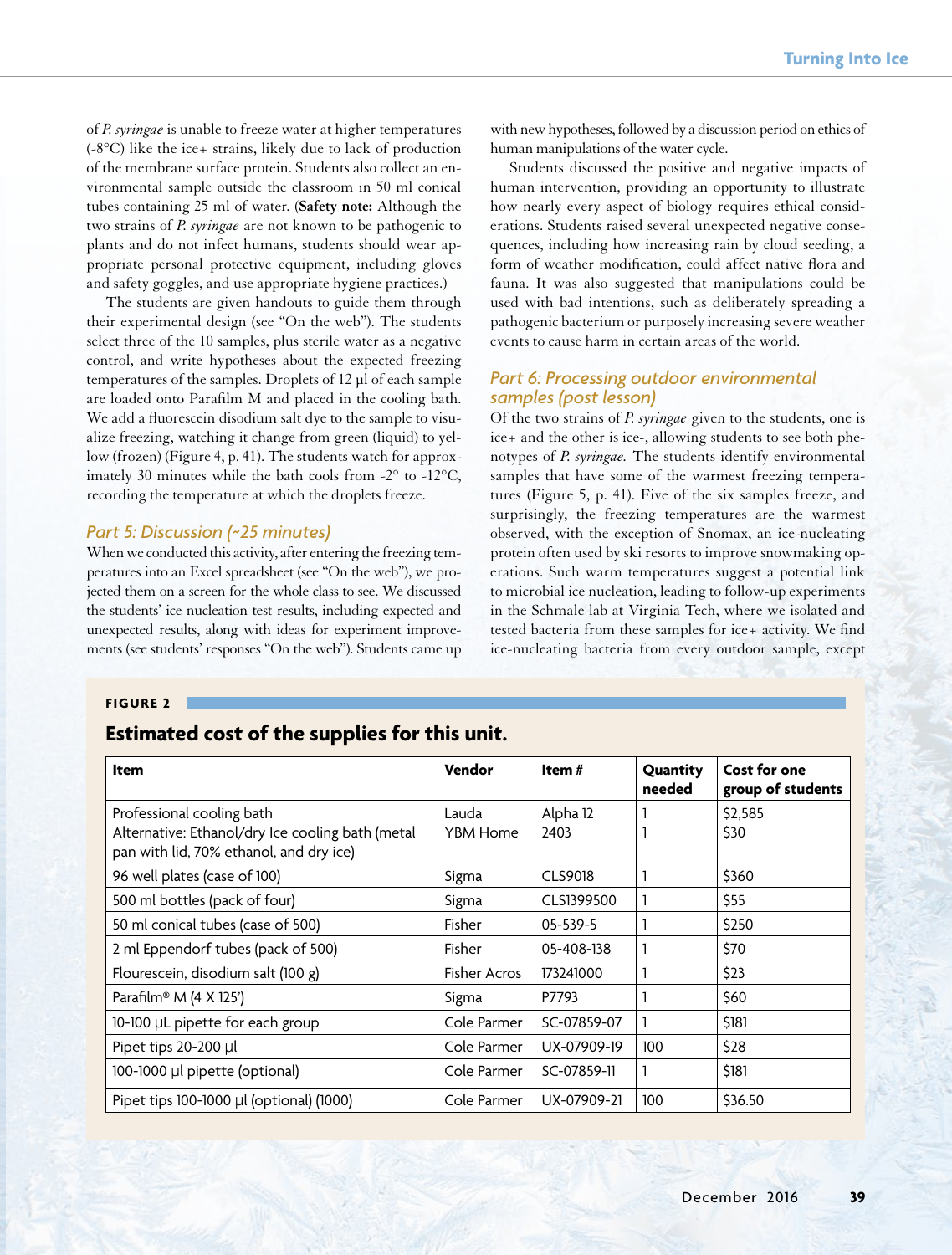of *P. syringae* is unable to freeze water at higher temperatures (-8°C) like the ice+ strains, likely due to lack of production of the membrane surface protein. Students also collect an environmental sample outside the classroom in 50 ml conical tubes containing 25 ml of water. (**Safety note:** Although the two strains of *P. syringae* are not known to be pathogenic to plants and do not infect humans, students should wear appropriate personal protective equipment, including gloves and safety goggles, and use appropriate hygiene practices.)

The students are given handouts to guide them through their experimental design (see "On the web"). The students select three of the 10 samples, plus sterile water as a negative control, and write hypotheses about the expected freezing temperatures of the samples. Droplets of 12 µl of each sample are loaded onto Parafilm M and placed in the cooling bath. We add a fluorescein disodium salt dye to the sample to visualize freezing, watching it change from green (liquid) to yellow (frozen) (Figure 4, p. 41). The students watch for approximately 30 minutes while the bath cools from -2° to -12°C, recording the temperature at which the droplets freeze.

### *Part 5: Discussion (~25 minutes)*

When we conducted this activity, after entering the freezing temperatures into an Excel spreadsheet (see "On the web"), we projected them on a screen for the whole class to see. We discussed the students' ice nucleation test results, including expected and unexpected results, along with ideas for experiment improvements (see students' responses "On the web"). Students came up with new hypotheses, followed by a discussion period on ethics of human manipulations of the water cycle.

Students discussed the positive and negative impacts of human intervention, providing an opportunity to illustrate how nearly every aspect of biology requires ethical considerations. Students raised several unexpected negative consequences, including how increasing rain by cloud seeding, a form of weather modification, could affect native flora and fauna. It was also suggested that manipulations could be used with bad intentions, such as deliberately spreading a pathogenic bacterium or purposely increasing severe weather events to cause harm in certain areas of the world.

### *Part 6: Processing outdoor environmental samples (post lesson)*

Of the two strains of *P. syringae* given to the students, one is ice+ and the other is ice-, allowing students to see both phenotypes of *P. syringae*. The students identify environmental samples that have some of the warmest freezing temperatures (Figure 5, p. 41). Five of the six samples freeze, and surprisingly, the freezing temperatures are the warmest observed, with the exception of Snomax, an ice-nucleating protein often used by ski resorts to improve snowmaking operations. Such warm temperatures suggest a potential link to microbial ice nucleation, leading to follow-up experiments in the Schmale lab at Virginia Tech, where we isolated and tested bacteria from these samples for ice+ activity. We find ice-nucleating bacteria from every outdoor sample, except

**FIGURE 2**

**Estimated cost of the supplies for this unit.**

| Item | Vendor | Item # | Quantity needed | Cost for one group of students |
|---|---|---|---|---|
| Professional cooling bath<br>Alternative: Ethanol/dry Ice cooling bath (metal pan with lid, 70% ethanol, and dry ice) | Lauda<br>YBM Home | Alpha 12<br>2403 | 1<br>1 | $2,585<br>$30 |
| 96 well plates (case of 100) | Sigma | CLS9018 | 1 | $360 |
| 500 ml bottles (pack of four) | Sigma | CLS1399500 | 1 | $55 |
| 50 ml conical tubes (case of 500) | Fisher | 05-539-5 | 1 | $250 |
| 2 ml Eppendorf tubes (pack of 500) | Fisher | 05-408-138 | 1 | $70 |
| Flourescein, disodium salt (100 g) | Fisher Acros | 173241000 | 1 | $23 |
| Parafilm® M (4 X 125') | Sigma | P7793 | 1 | $60 |
| 10-100 µL pipette for each group | Cole Parmer | SC-07859-07 | 1 | $181 |
| Pipet tips 20-200 µl | Cole Parmer | UX-07909-19 | 100 | $28 |
| 100-1000 µl pipette (optional) | Cole Parmer | SC-07859-11 | 1 | $181 |
| Pipet tips 100-1000 µl (optional) (1000) | Cole Parmer | UX-07909-21 | 100 | $36.50 |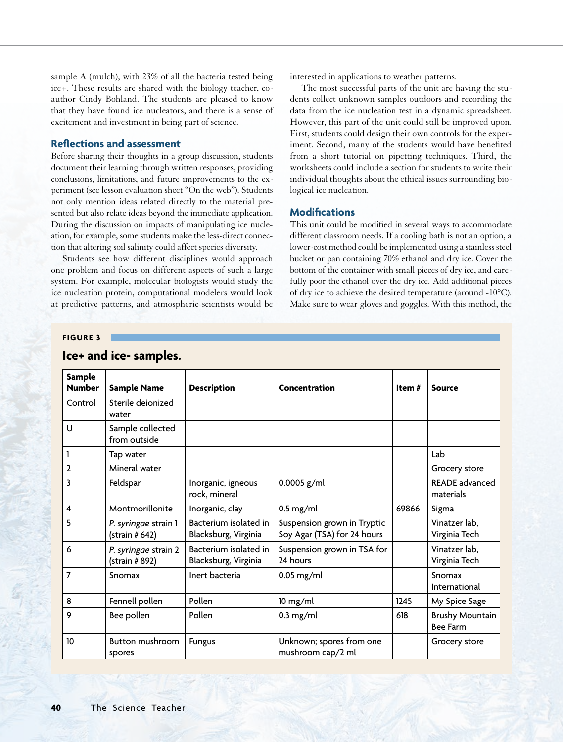sample A (mulch), with 23% of all the bacteria tested being ice+. These results are shared with the biology teacher, co-author Cindy Bohland. The students are pleased to know that they have found ice nucleators, and there is a sense of excitement and investment in being part of science.

## Reflections and assessment

Before sharing their thoughts in a group discussion, students document their learning through written responses, providing conclusions, limitations, and future improvements to the experiment (see lesson evaluation sheet "On the web"). Students not only mention ideas related directly to the material presented but also relate ideas beyond the immediate application. During the discussion on impacts of manipulating ice nucleation, for example, some students make the less-direct connection that altering soil salinity could affect species diversity.

Students see how different disciplines would approach one problem and focus on different aspects of such a large system. For example, molecular biologists would study the ice nucleation protein, computational modelers would look at predictive patterns, and atmospheric scientists would be interested in applications to weather patterns.

The most successful parts of the unit are having the students collect unknown samples outdoors and recording the data from the ice nucleation test in a dynamic spreadsheet. However, this part of the unit could still be improved upon. First, students could design their own controls for the experiment. Second, many of the students would have benefited from a short tutorial on pipetting techniques. Third, the worksheets could include a section for students to write their individual thoughts about the ethical issues surrounding biological ice nucleation.

## Modifications

This unit could be modified in several ways to accommodate different classroom needs. If a cooling bath is not an option, a lower-cost method could be implemented using a stainless steel bucket or pan containing 70% ethanol and dry ice. Cover the bottom of the container with small pieces of dry ice, and carefully poor the ethanol over the dry ice. Add additional pieces of dry ice to achieve the desired temperature (around -10°C). Make sure to wear gloves and goggles. With this method, the

**FIGURE 3**

**Ice+ and ice- samples.**

| Sample Number | Sample Name | Description | Concentration | Item # | Source |
|---|---|---|---|---|---|
| Control | Sterile deionized water | | | | |
| U | Sample collected from outside | | | | |
| 1 | Tap water | | | | Lab |
| 2 | Mineral water | | | | Grocery store |
| 3 | Feldspar | Inorganic, igneous rock, mineral | 0.0005 g/ml | | READE advanced materials |
| 4 | Montmorillonite | Inorganic, clay | 0.5 mg/ml | 69866 | Sigma |
| 5 | *P. syringae* strain 1 (strain # 642) | Bacterium isolated in Blacksburg, Virginia | Suspension grown in Tryptic Soy Agar (TSA) for 24 hours | | Vinatzer lab, Virginia Tech |
| 6 | *P. syringae* strain 2 (strain # 892) | Bacterium isolated in Blacksburg, Virginia | Suspension grown in TSA for 24 hours | | Vinatzer lab, Virginia Tech |
| 7 | Snomax | Inert bacteria | 0.05 mg/ml | | Snomax International |
| 8 | Fennell pollen | Pollen | 10 mg/ml | 1245 | My Spice Sage |
| 9 | Bee pollen | Pollen | 0.3 mg/ml | 618 | Brushy Mountain Bee Farm |
| 10 | Button mushroom spores | Fungus | Unknown; spores from one mushroom cap/2 ml | | Grocery store |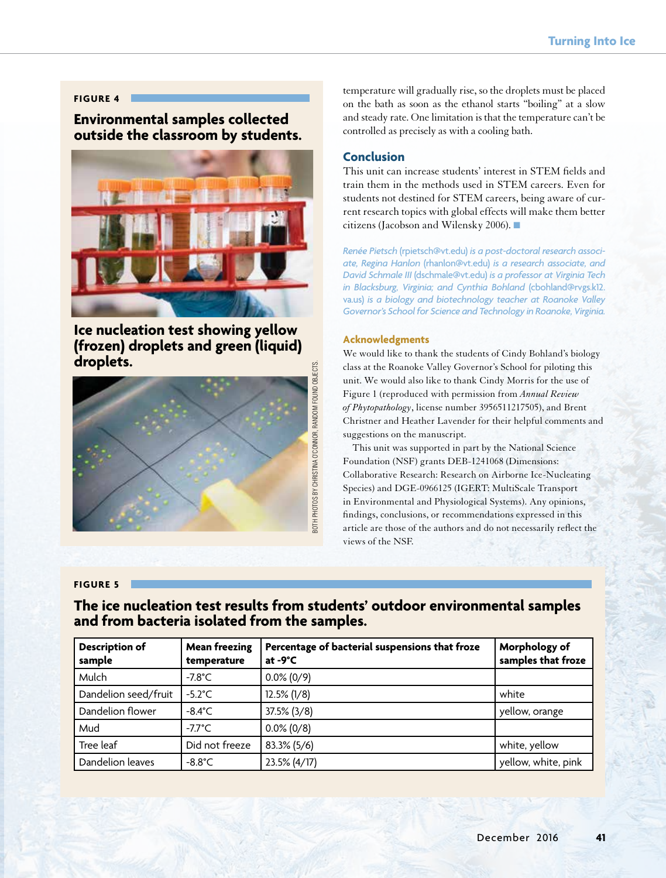### FIGURE 4

**Environmental samples collected outside the classroom by students.**

**Ice nucleation test showing yellow (frozen) droplets and green (liquid) droplets.**

BOTH PHOTOS BY CHRISTINA O'CONNOR, RANDOM FOUND OBJECTS.

temperature will gradually rise, so the droplets must be placed on the bath as soon as the ethanol starts "boiling" at a slow and steady rate. One limitation is that the temperature can't be controlled as precisely as with a cooling bath.

## Conclusion

This unit can increase students' interest in STEM fields and train them in the methods used in STEM careers. Even for students not destined for STEM careers, being aware of current research topics with global effects will make them better citizens (Jacobson and Wilensky 2006). ■

*Renée Pietsch* (rpietsch@vt.edu) *is a post-doctoral research associate, Regina Hanlon* (rhanlon@vt.edu) *is a research associate, and David Schmale III* (dschmale@vt.edu) *is a professor at Virginia Tech in Blacksburg, Virginia; and Cynthia Bohland* (cbohland@rvgs.k12.va.us) *is a biology and biotechnology teacher at Roanoke Valley Governor's School for Science and Technology in Roanoke, Virginia.*

### Acknowledgments

We would like to thank the students of Cindy Bohland's biology class at the Roanoke Valley Governor's School for piloting this unit. We would also like to thank Cindy Morris for the use of Figure 1 (reproduced with permission from *Annual Review of Phytopathology*, license number 3956511217505), and Brent Christner and Heather Lavender for their helpful comments and suggestions on the manuscript.

This unit was supported in part by the National Science Foundation (NSF) grants DEB-1241068 (Dimensions: Collaborative Research: Research on Airborne Ice-Nucleating Species) and DGE-0966125 (IGERT: MultiScale Transport in Environmental and Physiological Systems). Any opinions, findings, conclusions, or recommendations expressed in this article are those of the authors and do not necessarily reflect the views of the NSF.

### FIGURE 5

**The ice nucleation test results from students' outdoor environmental samples and from bacteria isolated from the samples.**

| Description of sample | Mean freezing temperature | Percentage of bacterial suspensions that froze at -9°C | Morphology of samples that froze |
|---|---|---|---|
| Mulch | -7.8°C | 0.0% (0/9) | |
| Dandelion seed/fruit | -5.2°C | 12.5% (1/8) | white |
| Dandelion flower | -8.4°C | 37.5% (3/8) | yellow, orange |
| Mud | -7.7°C | 0.0% (0/8) | |
| Tree leaf | Did not freeze | 83.3% (5/6) | white, yellow |
| Dandelion leaves | -8.8°C | 23.5% (4/17) | yellow, white, pink |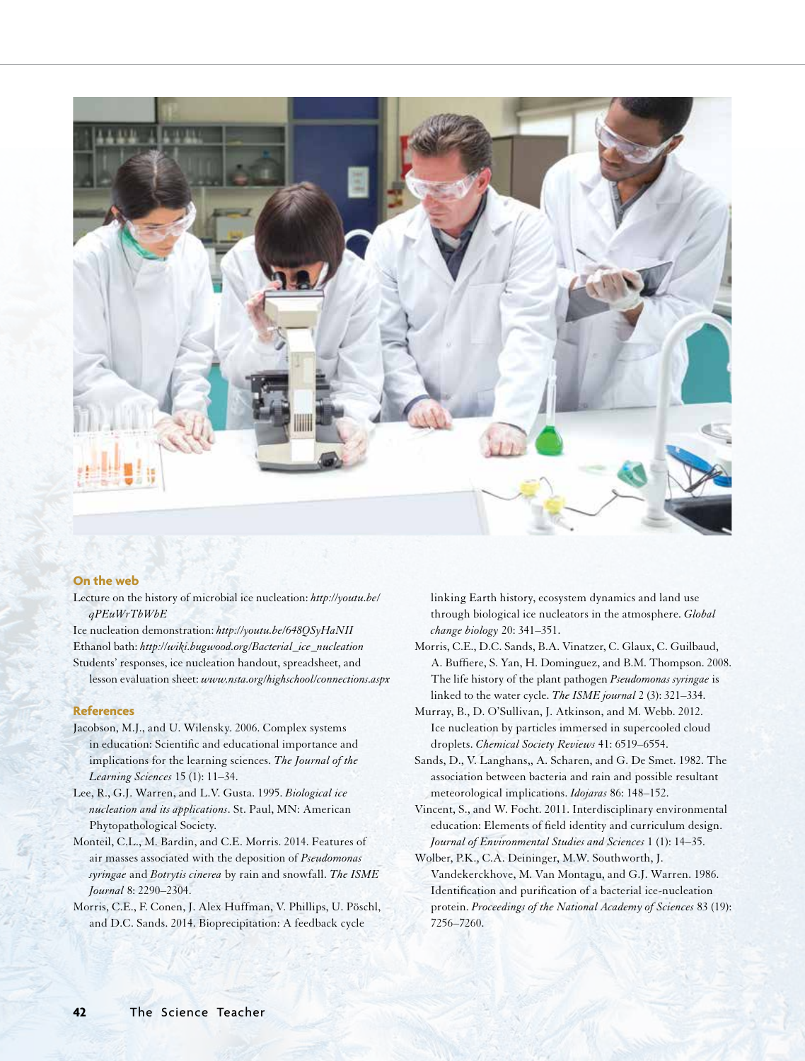## On the web

Lecture on the history of microbial ice nucleation: *http://youtu.be/qPEuWrTbWbE*

Ice nucleation demonstration: *http://youtu.be/648QSyHaNII*

Ethanol bath: *http://wiki.bugwood.org/Bacterial_ice_nucleation*

Students' responses, ice nucleation handout, spreadsheet, and lesson evaluation sheet: *www.nsta.org/highschool/connections.aspx*

## References

Jacobson, M.J., and U. Wilensky. 2006. Complex systems in education: Scientific and educational importance and implications for the learning sciences. *The Journal of the Learning Sciences* 15 (1): 11–34.

Lee, R., G.J. Warren, and L.V. Gusta. 1995. *Biological ice nucleation and its applications*. St. Paul, MN: American Phytopathological Society.

Monteil, C.L., M. Bardin, and C.E. Morris. 2014. Features of air masses associated with the deposition of *Pseudomonas syringae* and *Botrytis cinerea* by rain and snowfall. *The ISME Journal* 8: 2290–2304.

Morris, C.E., F. Conen, J. Alex Huffman, V. Phillips, U. Pöschl, and D.C. Sands. 2014. Bioprecipitation: A feedback cycle linking Earth history, ecosystem dynamics and land use through biological ice nucleators in the atmosphere. *Global change biology* 20: 341–351.

Morris, C.E., D.C. Sands, B.A. Vinatzer, C. Glaux, C. Guilbaud, A. Buffiere, S. Yan, H. Dominguez, and B.M. Thompson. 2008. The life history of the plant pathogen *Pseudomonas syringae* is linked to the water cycle. *The ISME journal* 2 (3): 321–334.

Murray, B., D. O'Sullivan, J. Atkinson, and M. Webb. 2012. Ice nucleation by particles immersed in supercooled cloud droplets. *Chemical Society Reviews* 41: 6519–6554.

Sands, D., V. Langhans,, A. Scharen, and G. De Smet. 1982. The association between bacteria and rain and possible resultant meteorological implications. *Idojaras* 86: 148–152.

Vincent, S., and W. Focht. 2011. Interdisciplinary environmental education: Elements of field identity and curriculum design. *Journal of Environmental Studies and Sciences* 1 (1): 14–35.

Wolber, P.K., C.A. Deininger, M.W. Southworth, J. Vandekerckhove, M. Van Montagu, and G.J. Warren. 1986. Identification and purification of a bacterial ice-nucleation protein. *Proceedings of the National Academy of Sciences* 83 (19): 7256–7260.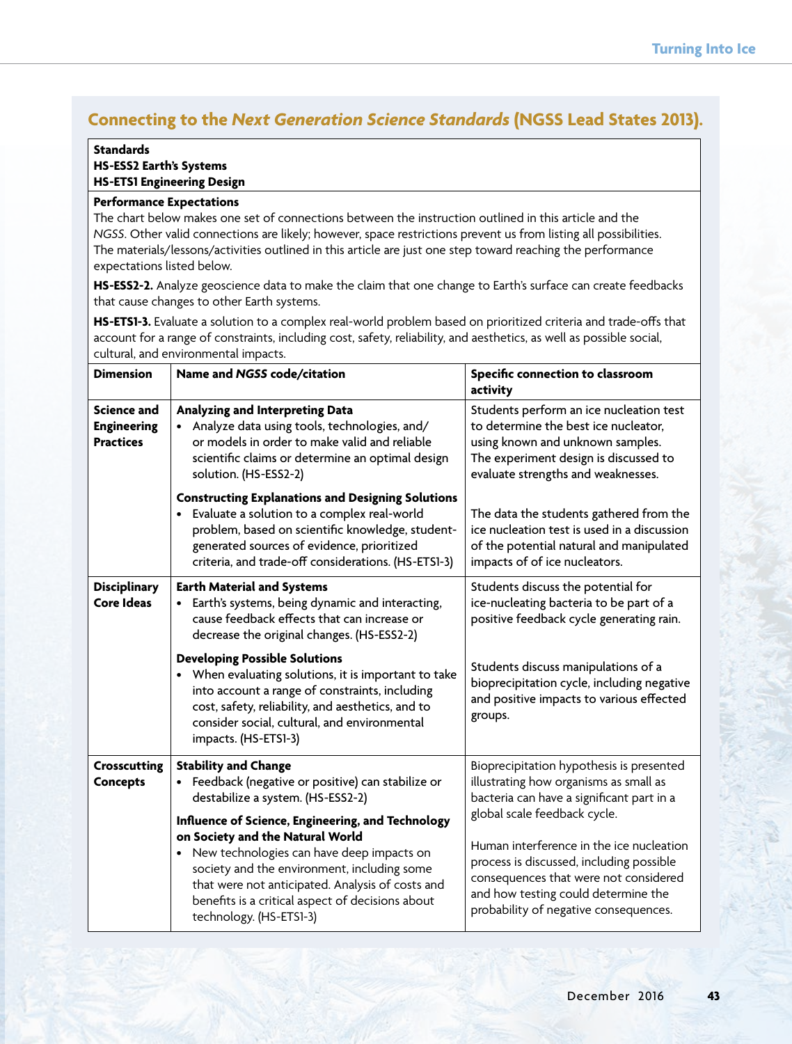## Connecting to the *Next Generation Science Standards* (NGSS Lead States 2013).

**Standards**
**HS-ESS2 Earth's Systems**
**HS-ETS1 Engineering Design**

**Performance Expectations**

The chart below makes one set of connections between the instruction outlined in this article and the *NGSS*. Other valid connections are likely; however, space restrictions prevent us from listing all possibilities. The materials/lessons/activities outlined in this article are just one step toward reaching the performance expectations listed below.

**HS-ESS2-2.** Analyze geoscience data to make the claim that one change to Earth's surface can create feedbacks that cause changes to other Earth systems.

**HS-ETS1-3.** Evaluate a solution to a complex real-world problem based on prioritized criteria and trade-offs that account for a range of constraints, including cost, safety, reliability, and aesthetics, as well as possible social, cultural, and environmental impacts.

| Dimension | Name and *NGSS* code/citation | Specific connection to classroom activity |
|---|---|---|
| **Science and Engineering Practices** | **Analyzing and Interpreting Data**<br>• Analyze data using tools, technologies, and/or models in order to make valid and reliable scientific claims or determine an optimal design solution. (HS-ESS2-2) | Students perform an ice nucleation test to determine the best ice nucleator, using known and unknown samples. The experiment design is discussed to evaluate strengths and weaknesses. |
| | **Constructing Explanations and Designing Solutions**<br>• Evaluate a solution to a complex real-world problem, based on scientific knowledge, student-generated sources of evidence, prioritized criteria, and trade-off considerations. (HS-ETS1-3) | The data the students gathered from the ice nucleation test is used in a discussion of the potential natural and manipulated impacts of of ice nucleators. |
| **Disciplinary Core Ideas** | **Earth Material and Systems**<br>• Earth's systems, being dynamic and interacting, cause feedback effects that can increase or decrease the original changes. (HS-ESS2-2) | Students discuss the potential for ice-nucleating bacteria to be part of a positive feedback cycle generating rain. |
| | **Developing Possible Solutions**<br>• When evaluating solutions, it is important to take into account a range of constraints, including cost, safety, reliability, and aesthetics, and to consider social, cultural, and environmental impacts. (HS-ETS1-3) | Students discuss manipulations of a bioprecipitation cycle, including negative and positive impacts to various effected groups. |
| **Crosscutting Concepts** | **Stability and Change**<br>• Feedback (negative or positive) can stabilize or destabilize a system. (HS-ESS2-2) | Bioprecipitation hypothesis is presented illustrating how organisms as small as bacteria can have a significant part in a global scale feedback cycle. |
| | **Influence of Science, Engineering, and Technology on Society and the Natural World**<br>• New technologies can have deep impacts on society and the environment, including some that were not anticipated. Analysis of costs and benefits is a critical aspect of decisions about technology. (HS-ETS1-3) | Human interference in the ice nucleation process is discussed, including possible consequences that were not considered and how testing could determine the probability of negative consequences. |